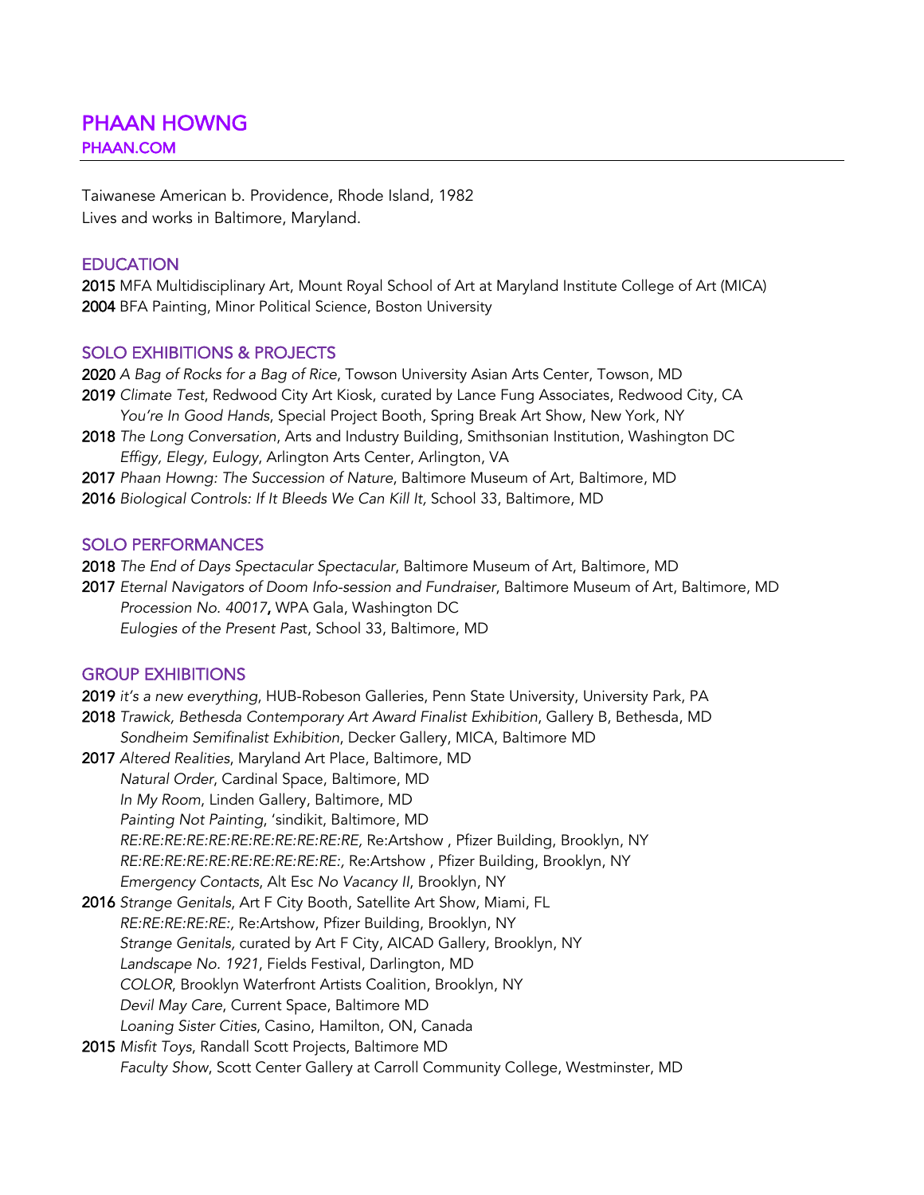# PHAAN HOWNG

## PHAAN.COM

Taiwanese American b. Providence, Rhode Island, 1982
Lives and works in Baltimore, Maryland.

## EDUCATION

**2015** MFA Multidisciplinary Art, Mount Royal School of Art at Maryland Institute College of Art (MICA)
**2004** BFA Painting, Minor Political Science, Boston University

## SOLO EXHIBITIONS & PROJECTS

**2020** *A Bag of Rocks for a Bag of Rice*, Towson University Asian Arts Center, Towson, MD
**2019** *Climate Test*, Redwood City Art Kiosk, curated by Lance Fung Associates, Redwood City, CA
*You're In Good Hands*, Special Project Booth, Spring Break Art Show, New York, NY
**2018** *The Long Conversation*, Arts and Industry Building, Smithsonian Institution, Washington DC
*Effigy, Elegy, Eulogy*, Arlington Arts Center, Arlington, VA
**2017** *Phaan Howng: The Succession of Nature*, Baltimore Museum of Art, Baltimore, MD
**2016** *Biological Controls: If It Bleeds We Can Kill It,* School 33, Baltimore, MD

## SOLO PERFORMANCES

**2018** *The End of Days Spectacular Spectacular*, Baltimore Museum of Art, Baltimore, MD
**2017** *Eternal Navigators of Doom Info-session and Fundraiser*, Baltimore Museum of Art, Baltimore, MD
*Procession No. 40017*, WPA Gala, Washington DC
*Eulogies of the Present Pas*t, School 33, Baltimore, MD

## GROUP EXHIBITIONS

**2019** *it's a new everything*, HUB-Robeson Galleries, Penn State University, University Park, PA
**2018** *Trawick, Bethesda Contemporary Art Award Finalist Exhibition*, Gallery B, Bethesda, MD
*Sondheim Semifinalist Exhibition*, Decker Gallery, MICA, Baltimore MD
**2017** *Altered Realities*, Maryland Art Place, Baltimore, MD
*Natural Order*, Cardinal Space, Baltimore, MD
*In My Room*, Linden Gallery, Baltimore, MD
*Painting Not Painting*, 'sindikit, Baltimore, MD
*RE:RE:RE:RE:RE:RE:RE:RE:RE:RE:RE,* Re:Artshow , Pfizer Building, Brooklyn, NY
*RE:RE:RE:RE:RE:RE:RE:RE:RE:RE:RE:,* Re:Artshow , Pfizer Building, Brooklyn, NY
*Emergency Contacts*, Alt Esc *No Vacancy II*, Brooklyn, NY
**2016** *Strange Genitals*, Art F City Booth, Satellite Art Show, Miami, FL
*RE:RE:RE:RE:RE:,* Re:Artshow, Pfizer Building, Brooklyn, NY
*Strange Genitals,* curated by Art F City, AICAD Gallery, Brooklyn, NY
*Landscape No. 1921*, Fields Festival, Darlington, MD
*COLOR*, Brooklyn Waterfront Artists Coalition, Brooklyn, NY
*Devil May Care*, Current Space, Baltimore MD
*Loaning Sister Cities*, Casino, Hamilton, ON, Canada
**2015** *Misfit Toys*, Randall Scott Projects, Baltimore MD
*Faculty Show*, Scott Center Gallery at Carroll Community College, Westminster, MD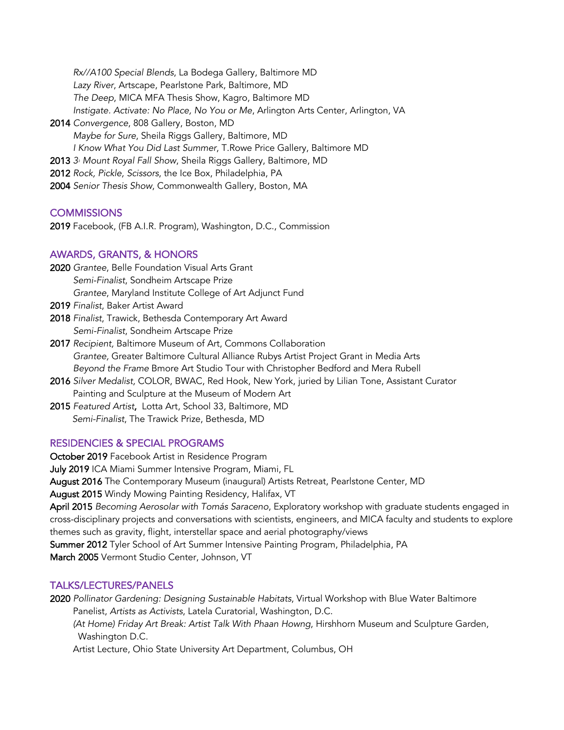*Rx//A100 Special Blends*, La Bodega Gallery, Baltimore MD
*Lazy River*, Artscape, Pearlstone Park, Baltimore, MD
*The Deep*, MICA MFA Thesis Show, Kagro, Baltimore MD
*Instigate. Activate: No Place, No You or Me*, Arlington Arts Center, Arlington, VA

**2014** *Convergence*, 808 Gallery, Boston, MD
*Maybe for Sure*, Sheila Riggs Gallery, Baltimore, MD
*I Know What You Did Last Summer*, T.Rowe Price Gallery, Baltimore MD

**2013** *3rd Mount Royal Fall Show*, Sheila Riggs Gallery, Baltimore, MD

**2012** *Rock, Pickle, Scissors*, the Ice Box, Philadelphia, PA

**2004** *Senior Thesis Show*, Commonwealth Gallery, Boston, MA

## COMMISSIONS

**2019** Facebook, (FB A.I.R. Program), Washington, D.C., Commission

## AWARDS, GRANTS, & HONORS

**2020** *Grantee*, Belle Foundation Visual Arts Grant
*Semi-Finalist*, Sondheim Artscape Prize
*Grantee*, Maryland Institute College of Art Adjunct Fund

**2019** *Finalist*, Baker Artist Award

**2018** *Finalist*, Trawick, Bethesda Contemporary Art Award
*Semi-Finalist*, Sondheim Artscape Prize

**2017** *Recipient,* Baltimore Museum of Art, Commons Collaboration
*Grantee,* Greater Baltimore Cultural Alliance Rubys Artist Project Grant in Media Arts
*Beyond the Frame* Bmore Art Studio Tour with Christopher Bedford and Mera Rubell

**2016** *Silver Medalist,* COLOR, BWAC, Red Hook, New York, juried by Lilian Tone, Assistant Curator Painting and Sculpture at the Museum of Modern Art

**2015** *Featured Artist*, Lotta Art, School 33, Baltimore, MD
*Semi-Finalist*, The Trawick Prize, Bethesda, MD

## RESIDENCIES & SPECIAL PROGRAMS

**October 2019** Facebook Artist in Residence Program

**July 2019** ICA Miami Summer Intensive Program, Miami, FL

**August 2016** The Contemporary Museum (inaugural) Artists Retreat, Pearlstone Center, MD

**August 2015** Windy Mowing Painting Residency, Halifax, VT

**April 2015** *Becoming Aerosolar with Tomás Saraceno*, Exploratory workshop with graduate students engaged in cross-disciplinary projects and conversations with scientists, engineers, and MICA faculty and students to explore themes such as gravity, flight, interstellar space and aerial photography/views

**Summer 2012** Tyler School of Art Summer Intensive Painting Program, Philadelphia, PA

**March 2005** Vermont Studio Center, Johnson, VT

## TALKS/LECTURES/PANELS

**2020** *Pollinator Gardening: Designing Sustainable Habitats*, Virtual Workshop with Blue Water Baltimore
Panelist, *Artists as Activists*, Latela Curatorial, Washington, D.C.
*(At Home) Friday Art Break: Artist Talk With Phaan Howng*, Hirshhorn Museum and Sculpture Garden, Washington D.C.
Artist Lecture, Ohio State University Art Department, Columbus, OH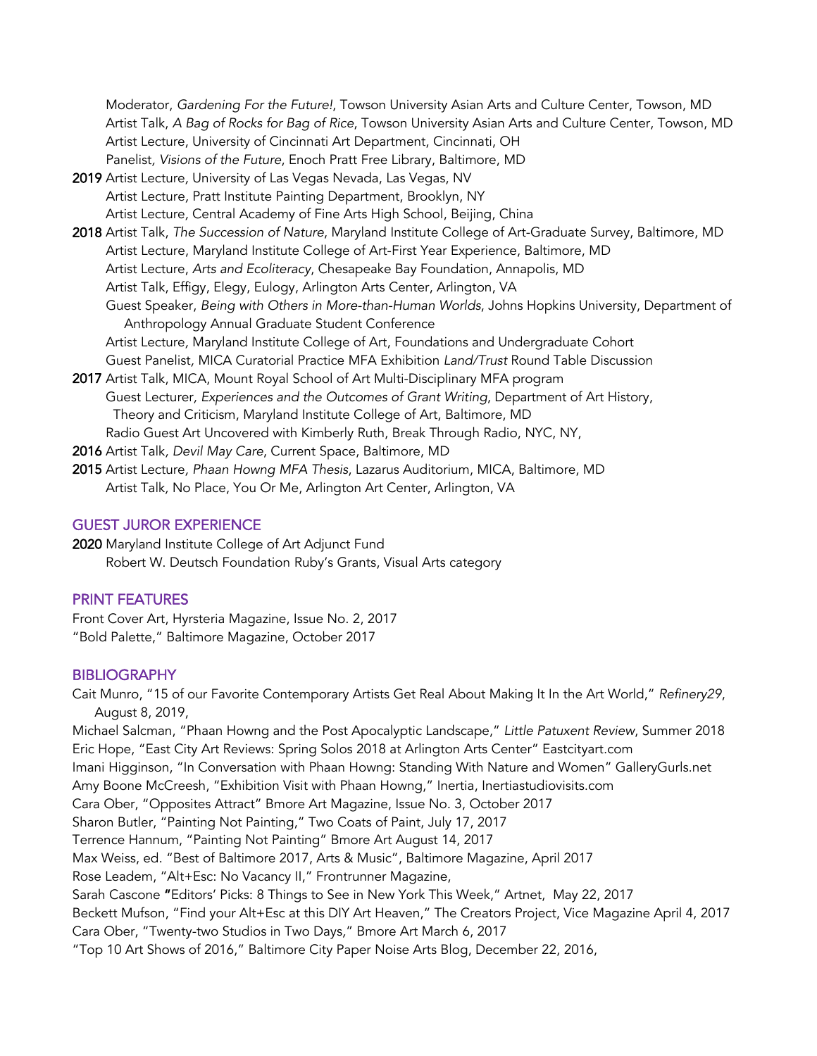Moderator, *Gardening For the Future!*, Towson University Asian Arts and Culture Center, Towson, MD
Artist Talk, *A Bag of Rocks for Bag of Rice*, Towson University Asian Arts and Culture Center, Towson, MD
Artist Lecture, University of Cincinnati Art Department, Cincinnati, OH
Panelist, *Visions of the Future*, Enoch Pratt Free Library, Baltimore, MD

**2019** Artist Lecture, University of Las Vegas Nevada, Las Vegas, NV
Artist Lecture, Pratt Institute Painting Department, Brooklyn, NY
Artist Lecture, Central Academy of Fine Arts High School, Beijing, China

**2018** Artist Talk, *The Succession of Nature*, Maryland Institute College of Art-Graduate Survey, Baltimore, MD
Artist Lecture, Maryland Institute College of Art-First Year Experience, Baltimore, MD
Artist Lecture, *Arts and Ecoliteracy*, Chesapeake Bay Foundation, Annapolis, MD
Artist Talk, Effigy, Elegy, Eulogy, Arlington Arts Center, Arlington, VA
Guest Speaker, *Being with Others in More-than-Human Worlds*, Johns Hopkins University, Department of Anthropology Annual Graduate Student Conference
Artist Lecture, Maryland Institute College of Art, Foundations and Undergraduate Cohort
Guest Panelist, MICA Curatorial Practice MFA Exhibition *Land/Trust* Round Table Discussion

**2017** Artist Talk, MICA, Mount Royal School of Art Multi-Disciplinary MFA program
Guest Lecturer, *Experiences and the Outcomes of Grant Writing*, Department of Art History, Theory and Criticism, Maryland Institute College of Art, Baltimore, MD
Radio Guest Art Uncovered with Kimberly Ruth, Break Through Radio, NYC, NY,

**2016** Artist Talk, *Devil May Care*, Current Space, Baltimore, MD

**2015** Artist Lecture, *Phaan Howng MFA Thesis*, Lazarus Auditorium, MICA, Baltimore, MD
Artist Talk, No Place, You Or Me, Arlington Art Center, Arlington, VA

## GUEST JUROR EXPERIENCE

**2020** Maryland Institute College of Art Adjunct Fund
Robert W. Deutsch Foundation Ruby's Grants, Visual Arts category

## PRINT FEATURES

Front Cover Art, Hyrsteria Magazine, Issue No. 2, 2017
"Bold Palette," Baltimore Magazine, October 2017

## BIBLIOGRAPHY

Cait Munro, "15 of our Favorite Contemporary Artists Get Real About Making It In the Art World," *Refinery29*, August 8, 2019,
Michael Salcman, "Phaan Howng and the Post Apocalyptic Landscape," *Little Patuxent Review*, Summer 2018
Eric Hope, "East City Art Reviews: Spring Solos 2018 at Arlington Arts Center" Eastcityart.com
Imani Higginson, "In Conversation with Phaan Howng: Standing With Nature and Women" GalleryGurls.net
Amy Boone McCreesh, "Exhibition Visit with Phaan Howng," Inertia, Inertiastudiovisits.com
Cara Ober, "Opposites Attract" Bmore Art Magazine, Issue No. 3, October 2017
Sharon Butler, "Painting Not Painting," Two Coats of Paint, July 17, 2017
Terrence Hannum, "Painting Not Painting" Bmore Art August 14, 2017
Max Weiss, ed. "Best of Baltimore 2017, Arts & Music", Baltimore Magazine, April 2017
Rose Leadem, "Alt+Esc: No Vacancy II," Frontrunner Magazine,
Sarah Cascone **"**Editors' Picks: 8 Things to See in New York This Week," Artnet, May 22, 2017
Beckett Mufson, "Find your Alt+Esc at this DIY Art Heaven," The Creators Project, Vice Magazine April 4, 2017
Cara Ober, "Twenty-two Studios in Two Days," Bmore Art March 6, 2017
"Top 10 Art Shows of 2016," Baltimore City Paper Noise Arts Blog, December 22, 2016,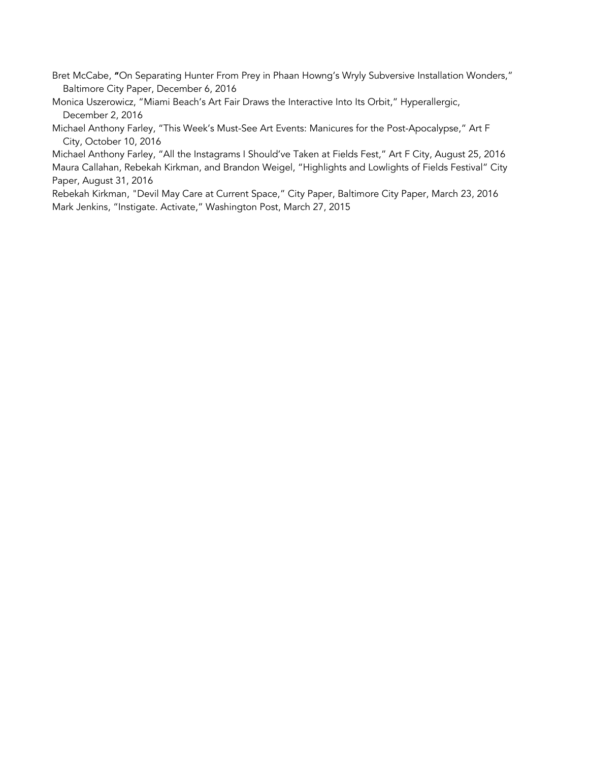Bret McCabe, "On Separating Hunter From Prey in Phaan Howng's Wryly Subversive Installation Wonders," Baltimore City Paper, December 6, 2016

Monica Uszerowicz, "Miami Beach's Art Fair Draws the Interactive Into Its Orbit," Hyperallergic, December 2, 2016

Michael Anthony Farley, "This Week's Must-See Art Events: Manicures for the Post-Apocalypse," Art F City, October 10, 2016

Michael Anthony Farley, "All the Instagrams I Should've Taken at Fields Fest," Art F City, August 25, 2016

Maura Callahan, Rebekah Kirkman, and Brandon Weigel, "Highlights and Lowlights of Fields Festival" City Paper, August 31, 2016

Rebekah Kirkman, "Devil May Care at Current Space," City Paper, Baltimore City Paper, March 23, 2016

Mark Jenkins, "Instigate. Activate," Washington Post, March 27, 2015